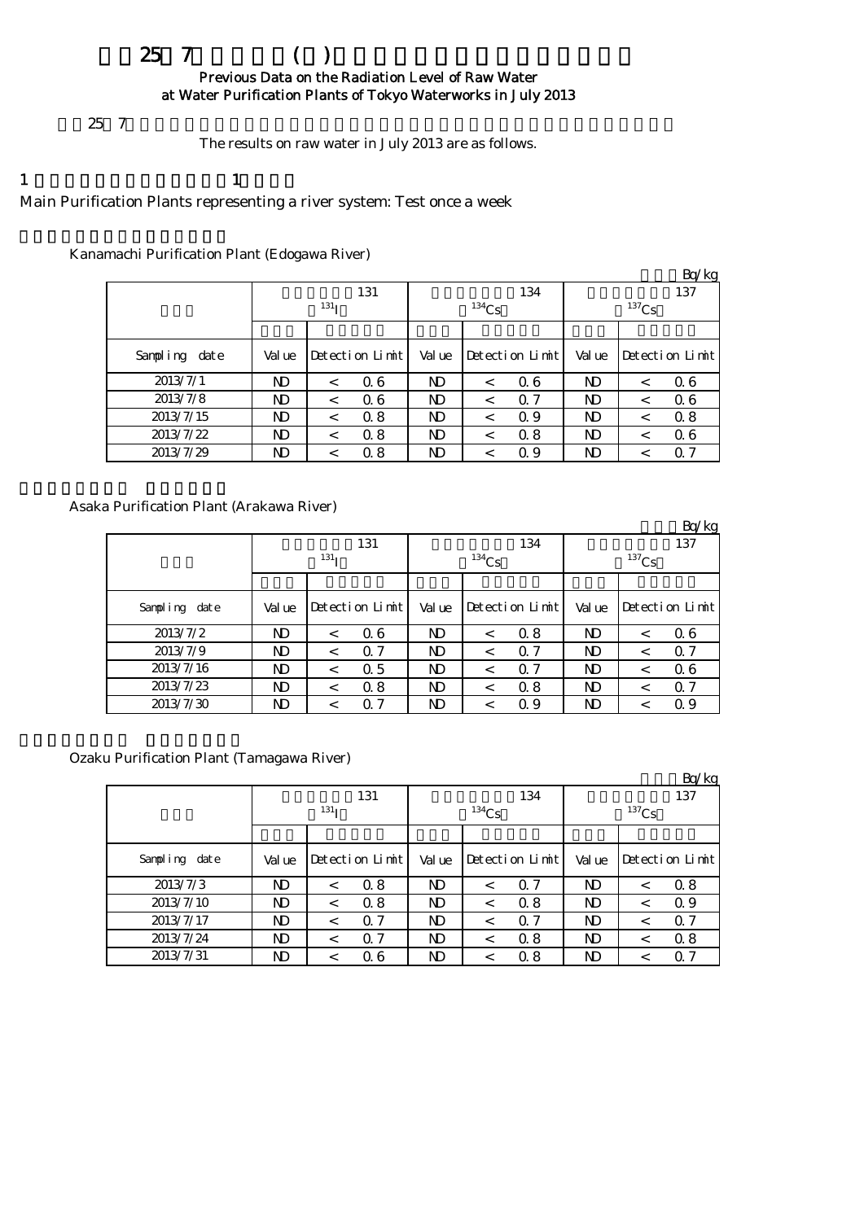# 25 7 ( )

## Previous Data on the Radiation Level of Raw Water at Water Purification Plants of Tokyo Waterworks in July 2013

25 7

The results on raw water in July 2013 are as follows.

1 1

Main Purification Plants representing a river system: Test once a week

Kanamachi Purification Plant (Edogawa River)

Bq/kg

| | 131 $^{131}$I | | | 134 $^{134}$Cs | | | 137 $^{137}$Cs | | |
|---|---|---|---|---|---|---|---|---|---|
| Sampling date | Value | Detection Limit | | Value | Detection Limit | | Value | Detection Limit | |
| 2013/7/1 | ND | < | 0.6 | ND | < | 0.6 | ND | < | 0.6 |
| 2013/7/8 | ND | < | 0.6 | ND | < | 0.7 | ND | < | 0.6 |
| 2013/7/15 | ND | < | 0.8 | ND | < | 0.9 | ND | < | 0.8 |
| 2013/7/22 | ND | < | 0.8 | ND | < | 0.8 | ND | < | 0.6 |
| 2013/7/29 | ND | < | 0.8 | ND | < | 0.9 | ND | < | 0.7 |

Asaka Purification Plant (Arakawa River)

Bq/kg

| | 131 $^{131}$I | | | 134 $^{134}$Cs | | | 137 $^{137}$Cs | | |
|---|---|---|---|---|---|---|---|---|---|
| Sampling date | Value | Detection Limit | | Value | Detection Limit | | Value | Detection Limit | |
| 2013/7/2 | ND | < | 0.6 | ND | < | 0.8 | ND | < | 0.6 |
| 2013/7/9 | ND | < | 0.7 | ND | < | 0.7 | ND | < | 0.7 |
| 2013/7/16 | ND | < | 0.5 | ND | < | 0.7 | ND | < | 0.6 |
| 2013/7/23 | ND | < | 0.8 | ND | < | 0.8 | ND | < | 0.7 |
| 2013/7/30 | ND | < | 0.7 | ND | < | 0.9 | ND | < | 0.9 |

Ozaku Purification Plant (Tamagawa River)

Bq/kg

| | 131 $^{131}$I | | | 134 $^{134}$Cs | | | 137 $^{137}$Cs | | |
|---|---|---|---|---|---|---|---|---|---|
| Sampling date | Value | Detection Limit | | Value | Detection Limit | | Value | Detection Limit | |
| 2013/7/3 | ND | < | 0.8 | ND | < | 0.7 | ND | < | 0.8 |
| 2013/7/10 | ND | < | 0.8 | ND | < | 0.8 | ND | < | 0.9 |
| 2013/7/17 | ND | < | 0.7 | ND | < | 0.7 | ND | < | 0.7 |
| 2013/7/24 | ND | < | 0.7 | ND | < | 0.8 | ND | < | 0.8 |
| 2013/7/31 | ND | < | 0.6 | ND | < | 0.8 | ND | < | 0.7 |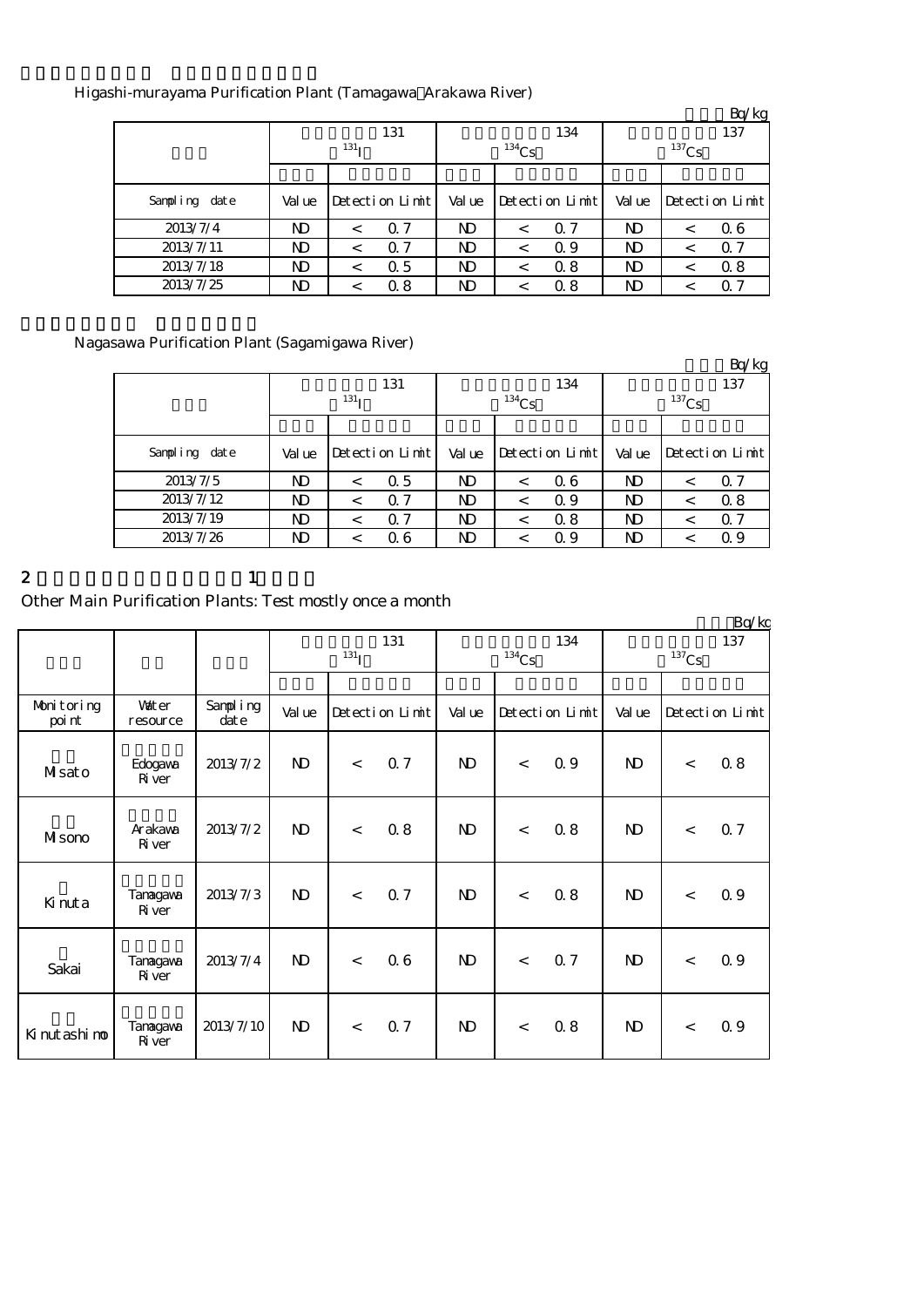Higashi-murayama Purification Plant (Tamagawa Arakawa River)

Bq/kg

| | 131 $^{131}$I | | | 134 $^{134}$Cs | | | 137 $^{137}$Cs | | |
|---|---|---|---|---|---|---|---|---|---|
| Sampling date | Value | Detection Limit | | Value | Detection Limit | | Value | Detection Limit | |
| 2013/7/4 | ND | < | 0.7 | ND | < | 0.7 | ND | < | 0.6 |
| 2013/7/11 | ND | < | 0.7 | ND | < | 0.9 | ND | < | 0.7 |
| 2013/7/18 | ND | < | 0.5 | ND | < | 0.8 | ND | < | 0.8 |
| 2013/7/25 | ND | < | 0.8 | ND | < | 0.8 | ND | < | 0.7 |

Nagasawa Purification Plant (Sagamigawa River)

Bq/kg

| | 131 $^{131}$I | | | 134 $^{134}$Cs | | | 137 $^{137}$Cs | | |
|---|---|---|---|---|---|---|---|---|---|
| Sampling date | Value | Detection Limit | | Value | Detection Limit | | Value | Detection Limit | |
| 2013/7/5 | ND | < | 0.5 | ND | < | 0.6 | ND | < | 0.7 |
| 2013/7/12 | ND | < | 0.7 | ND | < | 0.9 | ND | < | 0.8 |
| 2013/7/19 | ND | < | 0.7 | ND | < | 0.8 | ND | < | 0.7 |
| 2013/7/26 | ND | < | 0.6 | ND | < | 0.9 | ND | < | 0.9 |

2 1

Other Main Purification Plants: Test mostly once a month

Bq/kg

| | | | 131 $^{131}$I | | | 134 $^{134}$Cs | | | 137 $^{137}$Cs | | |
|---|---|---|---|---|---|---|---|---|---|---|---|
| Monitoring point | Water resource | Sampling date | Value | Detection Limit | | Value | Detection Limit | | Value | Detection Limit | |
| Misato | Edogawa River | 2013/7/2 | ND | < | 0.7 | ND | < | 0.9 | ND | < | 0.8 |
| Misono | Arakawa River | 2013/7/2 | ND | < | 0.8 | ND | < | 0.8 | ND | < | 0.7 |
| Kinuta | Tamagawa River | 2013/7/3 | ND | < | 0.7 | ND | < | 0.8 | ND | < | 0.9 |
| Sakai | Tamagawa River | 2013/7/4 | ND | < | 0.6 | ND | < | 0.7 | ND | < | 0.9 |
| Kinutashimo | Tamagawa River | 2013/7/10 | ND | < | 0.7 | ND | < | 0.8 | ND | < | 0.9 |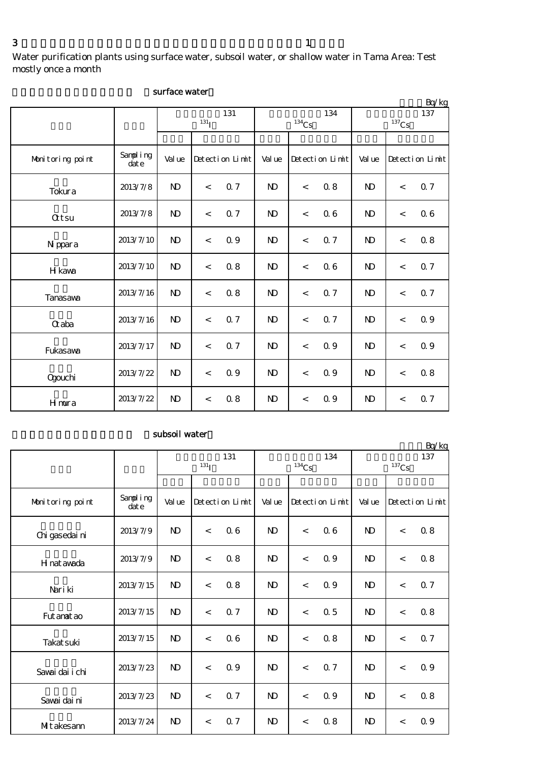3 1

Water purification plants using surface water, subsoil water, or shallow water in Tama Area: Test mostly once a month

surface water

Bq/kg

| | | 131 $^{131}$I | | | 134 $^{134}$Cs | | | 137 $^{137}$Cs | | |
|---|---|---|---|---|---|---|---|---|---|---|
| Monitoring point | Sampling date | Value | Detection Limit | | Value | Detection Limit | | Value | Detection Limit | |
| Tokura | 2013/7/8 | ND | < | 0.7 | ND | < | 0.8 | ND | < | 0.7 |
| Ottsu | 2013/7/8 | ND | < | 0.7 | ND | < | 0.6 | ND | < | 0.6 |
| Nippara | 2013/7/10 | ND | < | 0.9 | ND | < | 0.7 | ND | < | 0.8 |
| Hikawa | 2013/7/10 | ND | < | 0.8 | ND | < | 0.6 | ND | < | 0.7 |
| Tanasawa | 2013/7/16 | ND | < | 0.8 | ND | < | 0.7 | ND | < | 0.7 |
| Otaba | 2013/7/16 | ND | < | 0.7 | ND | < | 0.7 | ND | < | 0.9 |
| Fukasawa | 2013/7/17 | ND | < | 0.7 | ND | < | 0.9 | ND | < | 0.9 |
| Ogouchi | 2013/7/22 | ND | < | 0.9 | ND | < | 0.9 | ND | < | 0.8 |
| Himura | 2013/7/22 | ND | < | 0.8 | ND | < | 0.9 | ND | < | 0.7 |

subsoil water

Bq/kg

| | | 131 $^{131}$I | | | 134 $^{134}$Cs | | | 137 $^{137}$Cs | | |
|---|---|---|---|---|---|---|---|---|---|---|
| Monitoring point | Sampling date | Value | Detection Limit | | Value | Detection Limit | | Value | Detection Limit | |
| Chigasedaini | 2013/7/9 | ND | < | 0.6 | ND | < | 0.6 | ND | < | 0.8 |
| Hinatawada | 2013/7/9 | ND | < | 0.8 | ND | < | 0.9 | ND | < | 0.8 |
| Nariki | 2013/7/15 | ND | < | 0.8 | ND | < | 0.9 | ND | < | 0.7 |
| Futamatao | 2013/7/15 | ND | < | 0.7 | ND | < | 0.5 | ND | < | 0.8 |
| Takatsuki | 2013/7/15 | ND | < | 0.6 | ND | < | 0.8 | ND | < | 0.7 |
| Sawaidaiichi | 2013/7/23 | ND | < | 0.9 | ND | < | 0.7 | ND | < | 0.9 |
| Sawaidaini | 2013/7/23 | ND | < | 0.7 | ND | < | 0.9 | ND | < | 0.8 |
| Mitakesann | 2013/7/24 | ND | < | 0.7 | ND | < | 0.8 | ND | < | 0.9 |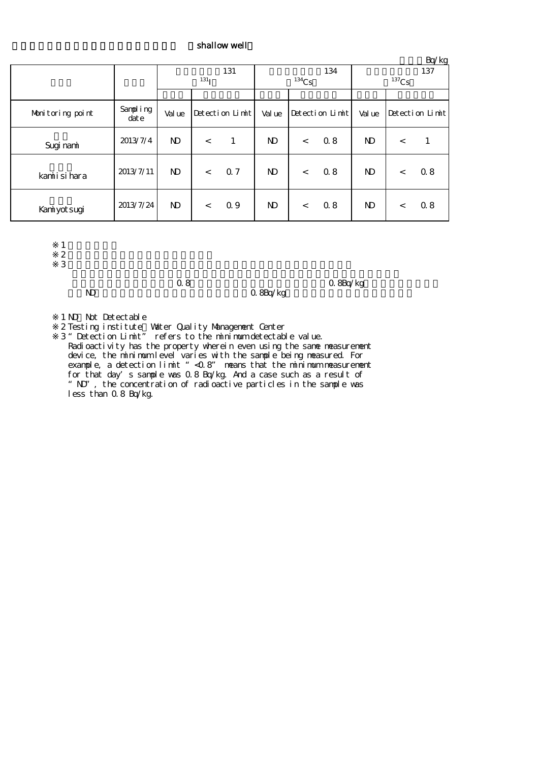（shallow well）

Bq/kg

| | | 131 $^{131}$I | | 134 $^{134}$Cs | | 137 $^{137}$Cs | |
|---|---|---|---|---|---|---|---|
| Monitoring point | Sampling date | Value | Detection Limit | Value | Detection Limit | Value | Detection Limit |
| Suginami | 2013/7/4 | ND | < 1 | ND | < 0.8 | ND | < 1 |
| kamiishihara | 2013/7/11 | ND | < 0.7 | ND | < 0.8 | ND | < 0.8 |
| Kamiyotsugi | 2013/7/24 | ND | < 0.9 | ND | < 0.8 | ND | < 0.8 |

※1
※2
※3

0.8 0.8Bq/kg
ND 0.8Bq/kg

※1 ND：Not Detectable
※2 Testing institute：Water Quality Management Center
※3 "Detection Limit" refers to the minimum detectable value.
Radioactivity has the property wherein even using the same measurement device, the minimum level varies with the sample being measured. For example, a detection limit "<0.8" means that the minimum measurement for that day's sample was 0.8 Bq/kg. And a case such as a result of "ND", the concentration of radioactive particles in the sample was less than 0.8 Bq/kg.